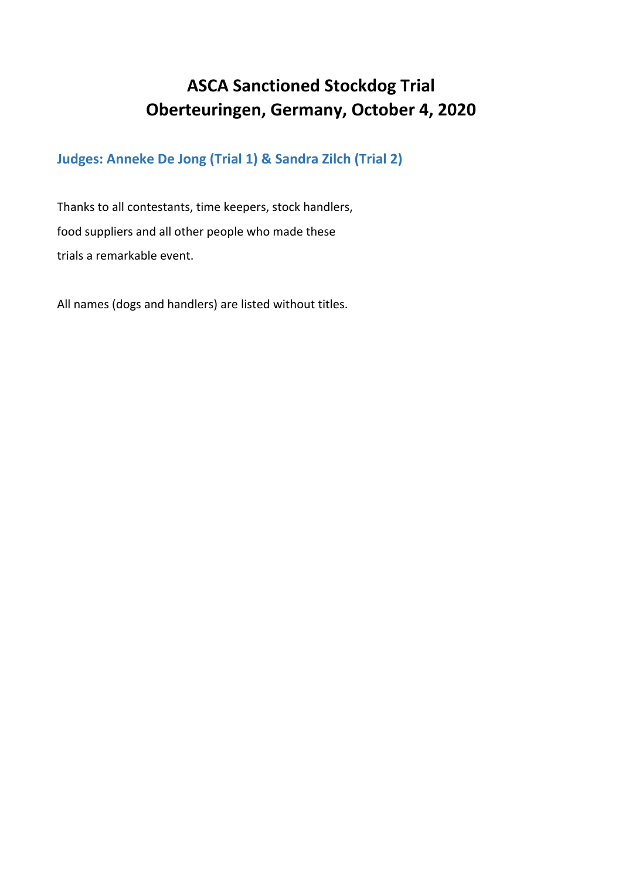# ASCA Sanctioned Stockdog Trial
# Oberteuringen, Germany, October 4, 2020

## Judges: Anneke De Jong (Trial 1) & Sandra Zilch (Trial 2)

Thanks to all contestants, time keepers, stock handlers, food suppliers and all other people who made these trials a remarkable event.

All names (dogs and handlers) are listed without titles.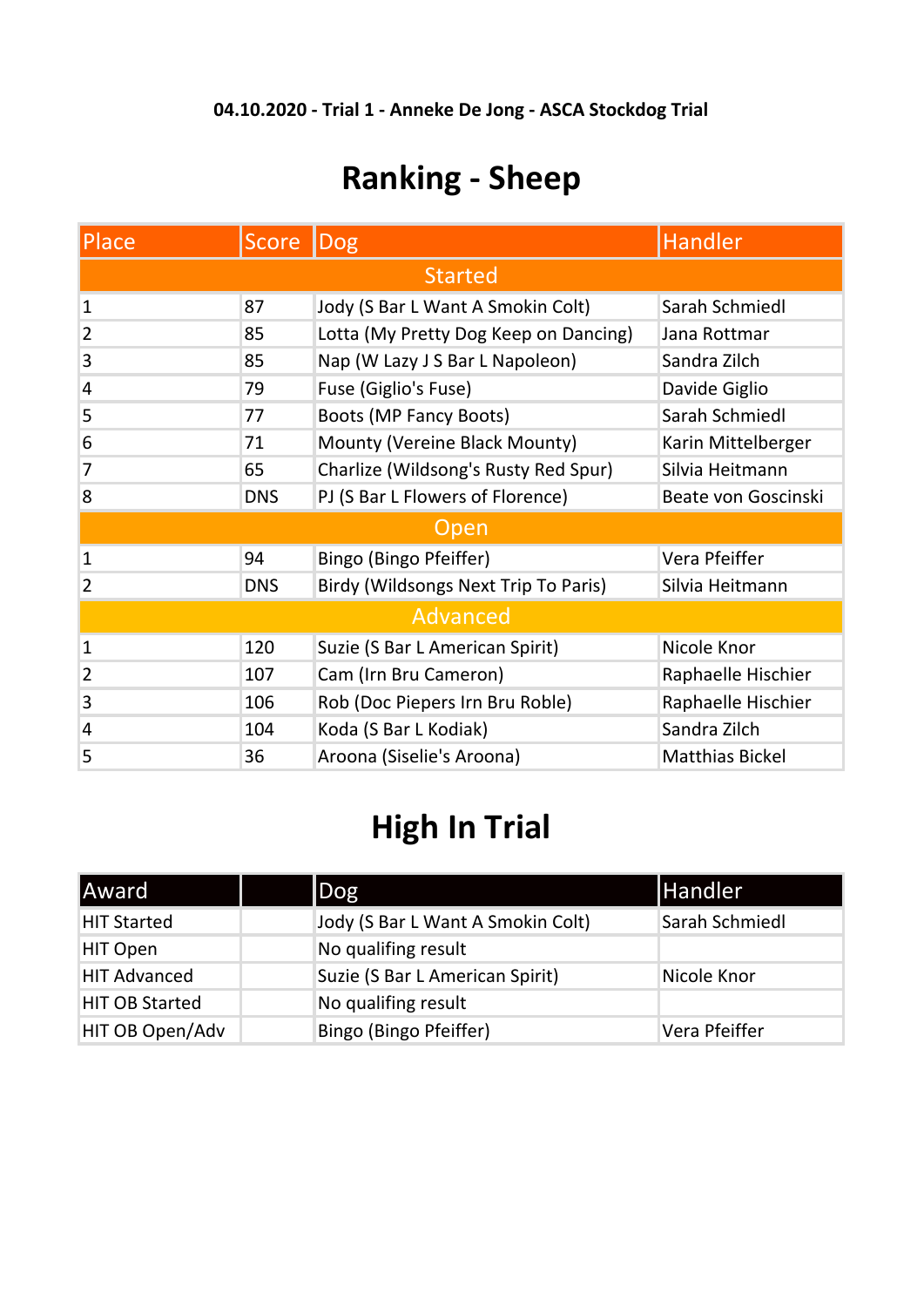**04.10.2020 - Trial 1 - Anneke De Jong - ASCA Stockdog Trial**

# Ranking - Sheep

| Place | Score | Dog | Handler |
|---|---|---|---|
| | | Started | |
| 1 | 87 | Jody (S Bar L Want A Smokin Colt) | Sarah Schmiedl |
| 2 | 85 | Lotta (My Pretty Dog Keep on Dancing) | Jana Rottmar |
| 3 | 85 | Nap (W Lazy J S Bar L Napoleon) | Sandra Zilch |
| 4 | 79 | Fuse (Giglio's Fuse) | Davide Giglio |
| 5 | 77 | Boots (MP Fancy Boots) | Sarah Schmiedl |
| 6 | 71 | Mounty (Vereine Black Mounty) | Karin Mittelberger |
| 7 | 65 | Charlize (Wildsong's Rusty Red Spur) | Silvia Heitmann |
| 8 | DNS | PJ (S Bar L Flowers of Florence) | Beate von Goscinski |
| | | Open | |
| 1 | 94 | Bingo (Bingo Pfeiffer) | Vera Pfeiffer |
| 2 | DNS | Birdy (Wildsongs Next Trip To Paris) | Silvia Heitmann |
| | | Advanced | |
| 1 | 120 | Suzie (S Bar L American Spirit) | Nicole Knor |
| 2 | 107 | Cam (Irn Bru Cameron) | Raphaelle Hischier |
| 3 | 106 | Rob (Doc Piepers Irn Bru Roble) | Raphaelle Hischier |
| 4 | 104 | Koda (S Bar L Kodiak) | Sandra Zilch |
| 5 | 36 | Aroona (Siselie's Aroona) | Matthias Bickel |

# High In Trial

| Award | | Dog | Handler |
|---|---|---|---|
| HIT Started | | Jody (S Bar L Want A Smokin Colt) | Sarah Schmiedl |
| HIT Open | | No qualifing result | |
| HIT Advanced | | Suzie (S Bar L American Spirit) | Nicole Knor |
| HIT OB Started | | No qualifing result | |
| HIT OB Open/Adv | | Bingo (Bingo Pfeiffer) | Vera Pfeiffer |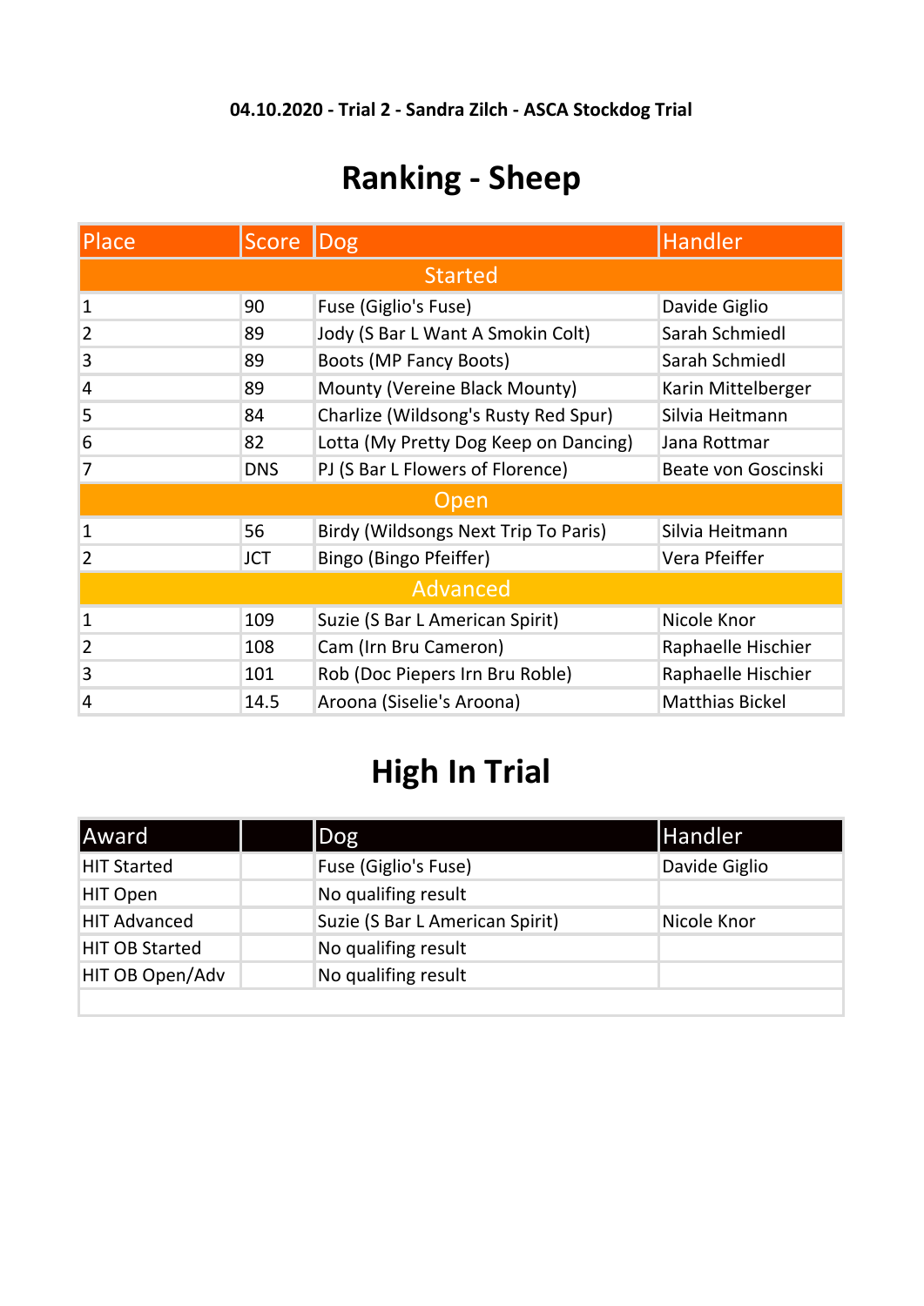**04.10.2020 - Trial 2 - Sandra Zilch - ASCA Stockdog Trial**

# Ranking - Sheep

| Place | Score | Dog | Handler |
|---|---|---|---|
| **Started** | | | |
| 1 | 90 | Fuse (Giglio's Fuse) | Davide Giglio |
| 2 | 89 | Jody (S Bar L Want A Smokin Colt) | Sarah Schmiedl |
| 3 | 89 | Boots (MP Fancy Boots) | Sarah Schmiedl |
| 4 | 89 | Mounty (Vereine Black Mounty) | Karin Mittelberger |
| 5 | 84 | Charlize (Wildsong's Rusty Red Spur) | Silvia Heitmann |
| 6 | 82 | Lotta (My Pretty Dog Keep on Dancing) | Jana Rottmar |
| 7 | DNS | PJ (S Bar L Flowers of Florence) | Beate von Goscinski |
| **Open** | | | |
| 1 | 56 | Birdy (Wildsongs Next Trip To Paris) | Silvia Heitmann |
| 2 | JCT | Bingo (Bingo Pfeiffer) | Vera Pfeiffer |
| **Advanced** | | | |
| 1 | 109 | Suzie (S Bar L American Spirit) | Nicole Knor |
| 2 | 108 | Cam (Irn Bru Cameron) | Raphaelle Hischier |
| 3 | 101 | Rob (Doc Piepers Irn Bru Roble) | Raphaelle Hischier |
| 4 | 14.5 | Aroona (Siselie's Aroona) | Matthias Bickel |

# High In Trial

| Award | | Dog | Handler |
|---|---|---|---|
| HIT Started | | Fuse (Giglio's Fuse) | Davide Giglio |
| HIT Open | | No qualifing result | |
| HIT Advanced | | Suzie (S Bar L American Spirit) | Nicole Knor |
| HIT OB Started | | No qualifing result | |
| HIT OB Open/Adv | | No qualifing result | |